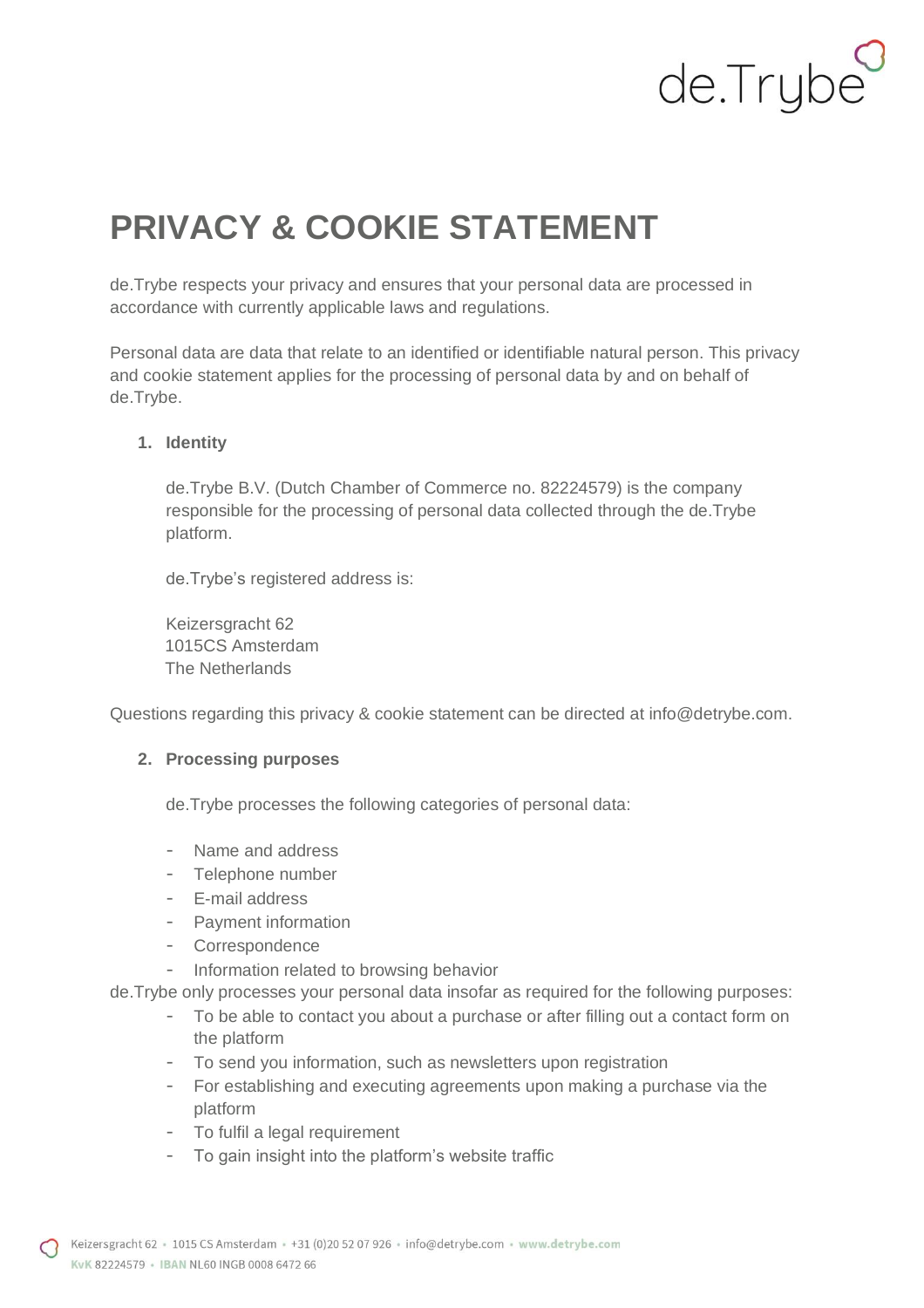# PRIVACY & COOKIE STATEMENT

de.Trybe respects your privacy and ensures that your personal data are processed in accordance with currently applicable laws and regulations.

Personal data are data that relate to an identified or identifiable natural person. This privacy and cookie statement applies for the processing of personal data by and on behalf of de.Trybe.

## 1. Identity

de.Trybe B.V. (Dutch Chamber of Commerce no. 82224579) is the company responsible for the processing of personal data collected through the de.Trybe platform.

de.Trybe's registered address is:

Keizersgracht 62
1015CS Amsterdam
The Netherlands

Questions regarding this privacy & cookie statement can be directed at info@detrybe.com.

## 2. Processing purposes

de.Trybe processes the following categories of personal data:

- Name and address
- Telephone number
- E-mail address
- Payment information
- Correspondence
- Information related to browsing behavior

de.Trybe only processes your personal data insofar as required for the following purposes:

- To be able to contact you about a purchase or after filling out a contact form on the platform
- To send you information, such as newsletters upon registration
- For establishing and executing agreements upon making a purchase via the platform
- To fulfil a legal requirement
- To gain insight into the platform's website traffic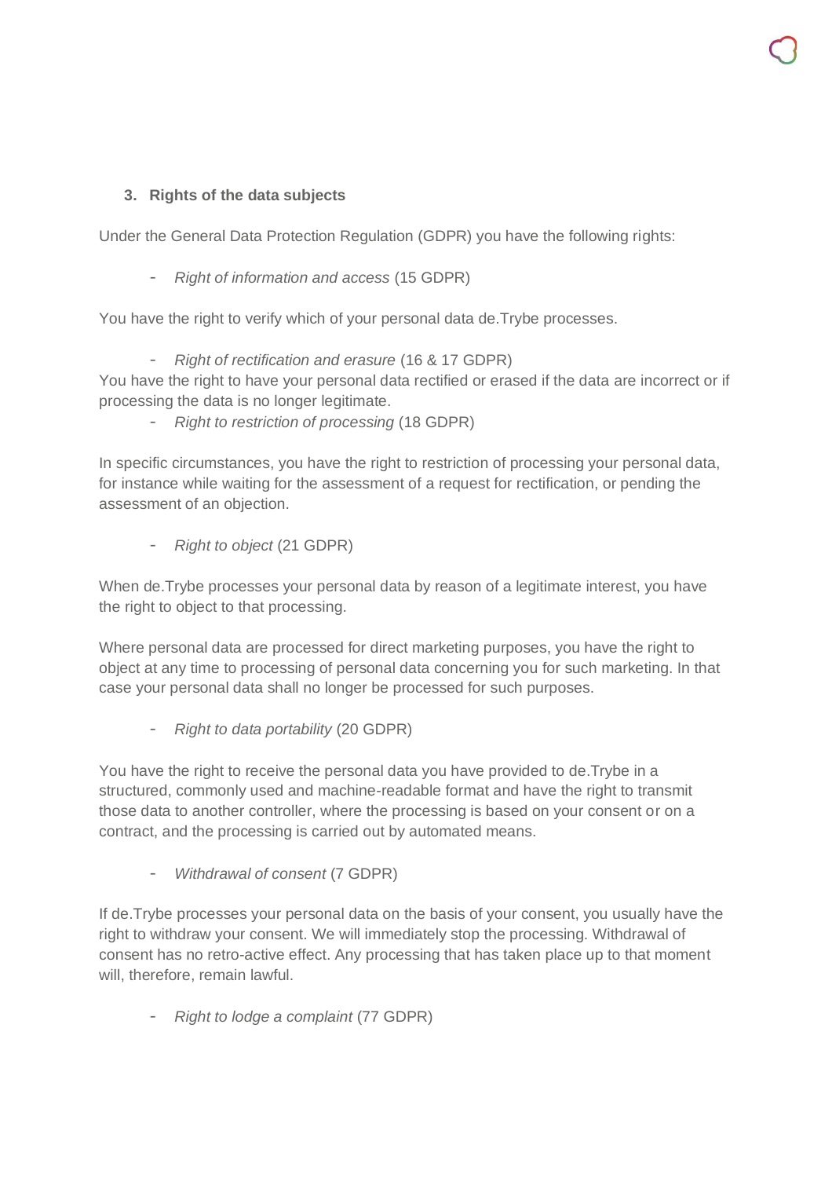### 3. Rights of the data subjects

Under the General Data Protection Regulation (GDPR) you have the following rights:

- *Right of information and access* (15 GDPR)

You have the right to verify which of your personal data de.Trybe processes.

- *Right of rectification and erasure* (16 & 17 GDPR)

You have the right to have your personal data rectified or erased if the data are incorrect or if processing the data is no longer legitimate.

- *Right to restriction of processing* (18 GDPR)

In specific circumstances, you have the right to restriction of processing your personal data, for instance while waiting for the assessment of a request for rectification, or pending the assessment of an objection.

- *Right to object* (21 GDPR)

When de.Trybe processes your personal data by reason of a legitimate interest, you have the right to object to that processing.

Where personal data are processed for direct marketing purposes, you have the right to object at any time to processing of personal data concerning you for such marketing. In that case your personal data shall no longer be processed for such purposes.

- *Right to data portability* (20 GDPR)

You have the right to receive the personal data you have provided to de.Trybe in a structured, commonly used and machine-readable format and have the right to transmit those data to another controller, where the processing is based on your consent or on a contract, and the processing is carried out by automated means.

- *Withdrawal of consent* (7 GDPR)

If de.Trybe processes your personal data on the basis of your consent, you usually have the right to withdraw your consent. We will immediately stop the processing. Withdrawal of consent has no retro-active effect. Any processing that has taken place up to that moment will, therefore, remain lawful.

- *Right to lodge a complaint* (77 GDPR)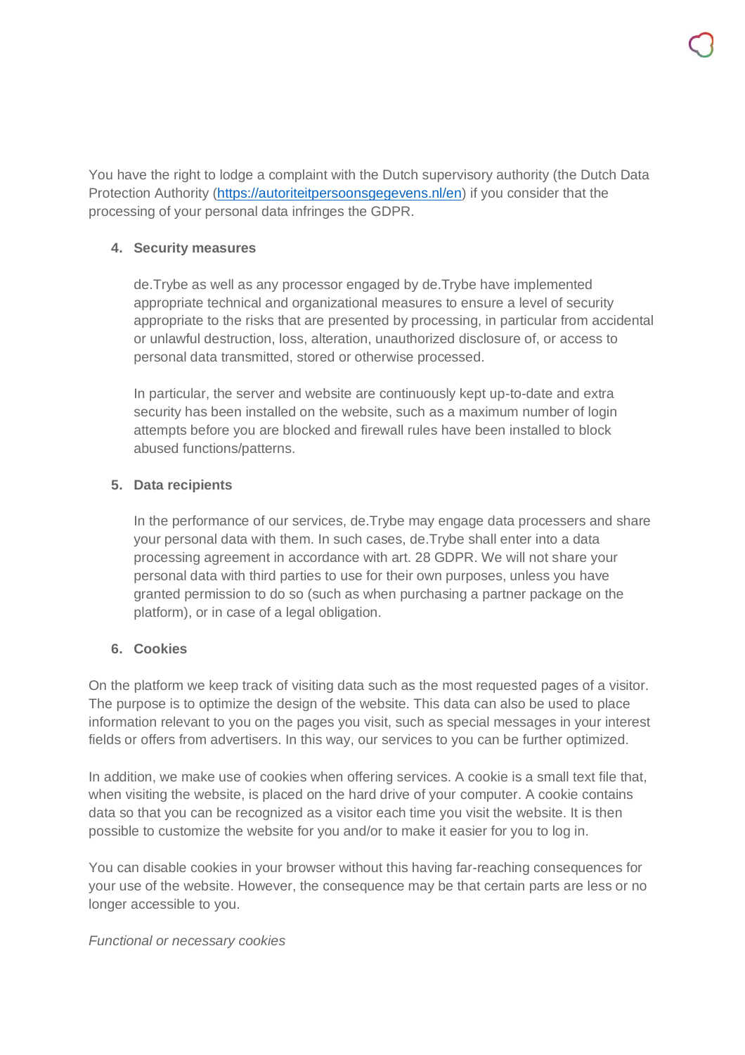You have the right to lodge a complaint with the Dutch supervisory authority (the Dutch Data Protection Authority ([https://autoriteitpersoonsgegevens.nl/en](https://autoriteitpersoonsgegevens.nl/en)) if you consider that the processing of your personal data infringes the GDPR.

4. **Security measures**

   de.Trybe as well as any processor engaged by de.Trybe have implemented appropriate technical and organizational measures to ensure a level of security appropriate to the risks that are presented by processing, in particular from accidental or unlawful destruction, loss, alteration, unauthorized disclosure of, or access to personal data transmitted, stored or otherwise processed.

   In particular, the server and website are continuously kept up-to-date and extra security has been installed on the website, such as a maximum number of login attempts before you are blocked and firewall rules have been installed to block abused functions/patterns.

5. **Data recipients**

   In the performance of our services, de.Trybe may engage data processers and share your personal data with them. In such cases, de.Trybe shall enter into a data processing agreement in accordance with art. 28 GDPR. We will not share your personal data with third parties to use for their own purposes, unless you have granted permission to do so (such as when purchasing a partner package on the platform), or in case of a legal obligation.

6. **Cookies**

On the platform we keep track of visiting data such as the most requested pages of a visitor. The purpose is to optimize the design of the website. This data can also be used to place information relevant to you on the pages you visit, such as special messages in your interest fields or offers from advertisers. In this way, our services to you can be further optimized.

In addition, we make use of cookies when offering services. A cookie is a small text file that, when visiting the website, is placed on the hard drive of your computer. A cookie contains data so that you can be recognized as a visitor each time you visit the website. It is then possible to customize the website for you and/or to make it easier for you to log in.

You can disable cookies in your browser without this having far-reaching consequences for your use of the website. However, the consequence may be that certain parts are less or no longer accessible to you.

*Functional or necessary cookies*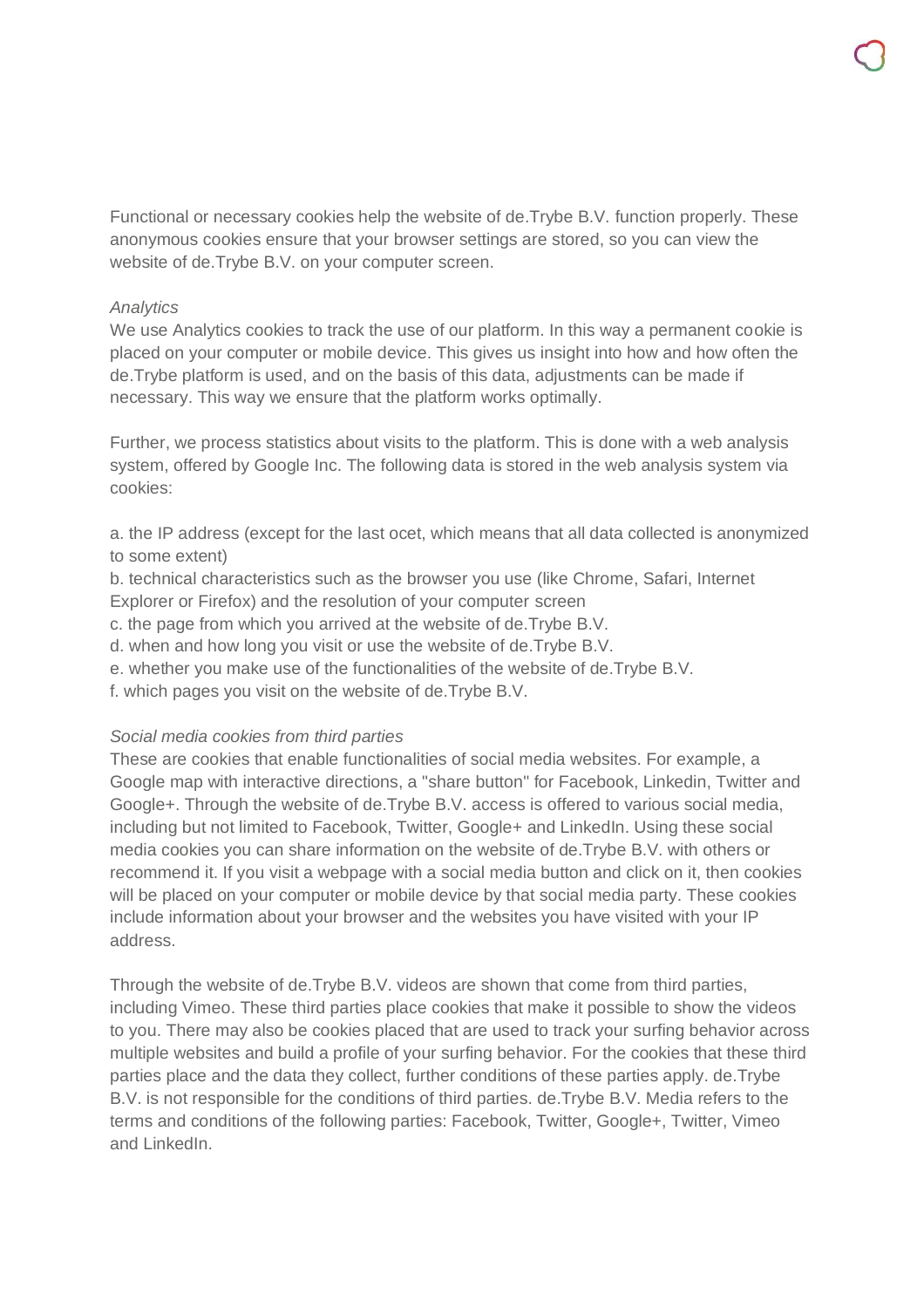Functional or necessary cookies help the website of de.Trybe B.V. function properly. These anonymous cookies ensure that your browser settings are stored, so you can view the website of de.Trybe B.V. on your computer screen.

*Analytics*
We use Analytics cookies to track the use of our platform. In this way a permanent cookie is placed on your computer or mobile device. This gives us insight into how and how often the de.Trybe platform is used, and on the basis of this data, adjustments can be made if necessary. This way we ensure that the platform works optimally.

Further, we process statistics about visits to the platform. This is done with a web analysis system, offered by Google Inc. The following data is stored in the web analysis system via cookies:

a. the IP address (except for the last ocet, which means that all data collected is anonymized to some extent)
b. technical characteristics such as the browser you use (like Chrome, Safari, Internet Explorer or Firefox) and the resolution of your computer screen
c. the page from which you arrived at the website of de.Trybe B.V.
d. when and how long you visit or use the website of de.Trybe B.V.
e. whether you make use of the functionalities of the website of de.Trybe B.V.
f. which pages you visit on the website of de.Trybe B.V.

*Social media cookies from third parties*
These are cookies that enable functionalities of social media websites. For example, a Google map with interactive directions, a "share button" for Facebook, Linkedin, Twitter and Google+. Through the website of de.Trybe B.V. access is offered to various social media, including but not limited to Facebook, Twitter, Google+ and LinkedIn. Using these social media cookies you can share information on the website of de.Trybe B.V. with others or recommend it. If you visit a webpage with a social media button and click on it, then cookies will be placed on your computer or mobile device by that social media party. These cookies include information about your browser and the websites you have visited with your IP address.

Through the website of de.Trybe B.V. videos are shown that come from third parties, including Vimeo. These third parties place cookies that make it possible to show the videos to you. There may also be cookies placed that are used to track your surfing behavior across multiple websites and build a profile of your surfing behavior. For the cookies that these third parties place and the data they collect, further conditions of these parties apply. de.Trybe B.V. is not responsible for the conditions of third parties. de.Trybe B.V. Media refers to the terms and conditions of the following parties: Facebook, Twitter, Google+, Twitter, Vimeo and LinkedIn.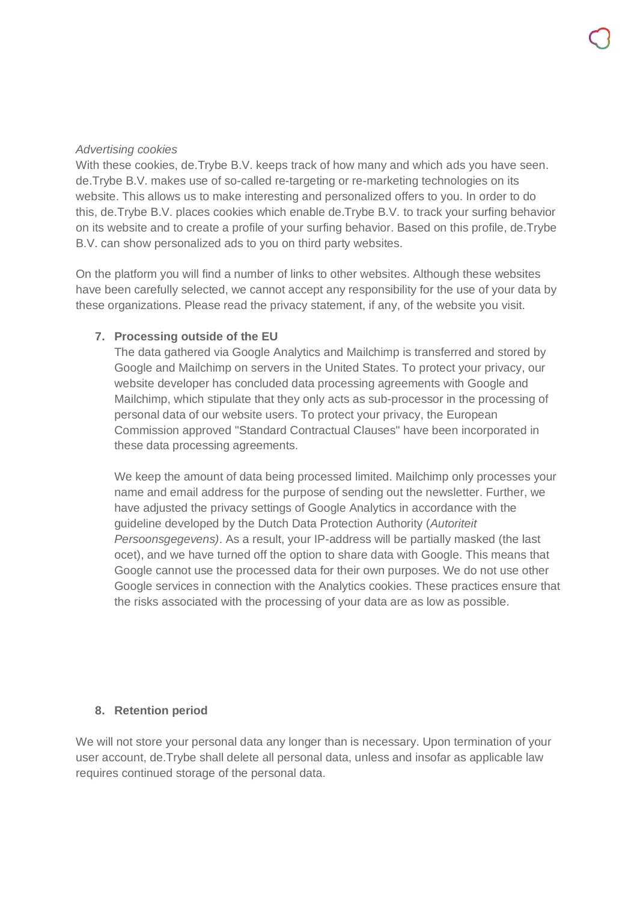*Advertising cookies*
With these cookies, de.Trybe B.V. keeps track of how many and which ads you have seen. de.Trybe B.V. makes use of so-called re-targeting or re-marketing technologies on its website. This allows us to make interesting and personalized offers to you. In order to do this, de.Trybe B.V. places cookies which enable de.Trybe B.V. to track your surfing behavior on its website and to create a profile of your surfing behavior. Based on this profile, de.Trybe B.V. can show personalized ads to you on third party websites.

On the platform you will find a number of links to other websites. Although these websites have been carefully selected, we cannot accept any responsibility for the use of your data by these organizations. Please read the privacy statement, if any, of the website you visit.

7. **Processing outside of the EU**

   The data gathered via Google Analytics and Mailchimp is transferred and stored by Google and Mailchimp on servers in the United States. To protect your privacy, our website developer has concluded data processing agreements with Google and Mailchimp, which stipulate that they only acts as sub-processor in the processing of personal data of our website users. To protect your privacy, the European Commission approved "Standard Contractual Clauses" have been incorporated in these data processing agreements.

   We keep the amount of data being processed limited. Mailchimp only processes your name and email address for the purpose of sending out the newsletter. Further, we have adjusted the privacy settings of Google Analytics in accordance with the guideline developed by the Dutch Data Protection Authority (*Autoriteit Persoonsgegevens)*. As a result, your IP-address will be partially masked (the last ocet), and we have turned off the option to share data with Google. This means that Google cannot use the processed data for their own purposes. We do not use other Google services in connection with the Analytics cookies. These practices ensure that the risks associated with the processing of your data are as low as possible.

8. **Retention period**

We will not store your personal data any longer than is necessary. Upon termination of your user account, de.Trybe shall delete all personal data, unless and insofar as applicable law requires continued storage of the personal data.